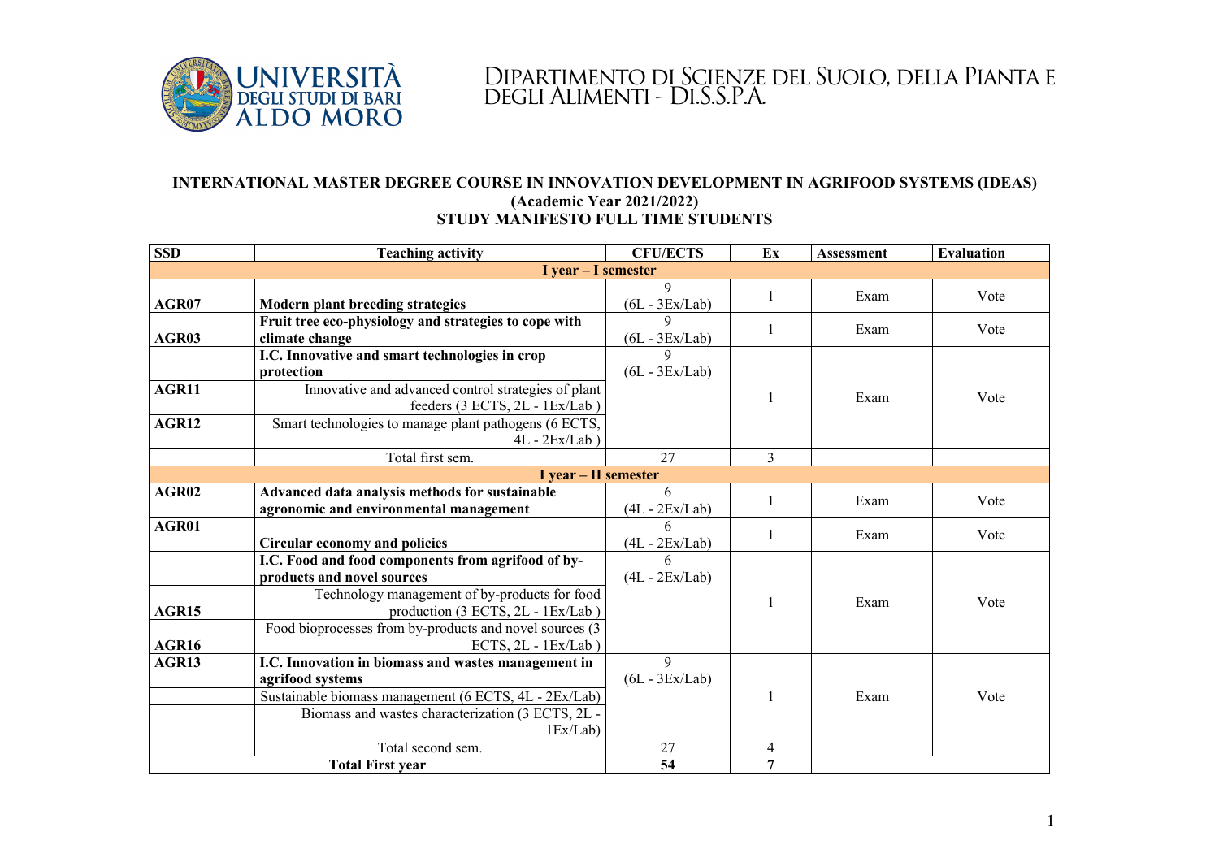# DIPARTIMENTO DI SCIENZE DEL SUOLO, DELLA PIANTA E DEGLI ALIMENTI - DI.S.S.P.A.

**INTERNATIONAL MASTER DEGREE COURSE IN INNOVATION DEVELOPMENT IN AGRIFOOD SYSTEMS (IDEAS)**
**(Academic Year 2021/2022)**
**STUDY MANIFESTO FULL TIME STUDENTS**

| SSD | Teaching activity | CFU/ECTS | Ex | Assessment | Evaluation |
|---|---|---|---|---|---|
| **I year – I semester** | | | | | |
| **AGR07** | **Modern plant breeding strategies** | 9 (6L - 3Ex/Lab) | 1 | Exam | Vote |
| **AGR03** | **Fruit tree eco-physiology and strategies to cope with climate change** | 9 (6L - 3Ex/Lab) | 1 | Exam | Vote |
| | **I.C. Innovative and smart technologies in crop protection** | 9 (6L - 3Ex/Lab) | 1 | Exam | Vote |
| **AGR11** | Innovative and advanced control strategies of plant feeders (3 ECTS, 2L - 1Ex/Lab ) | | | | |
| **AGR12** | Smart technologies to manage plant pathogens (6 ECTS, 4L - 2Ex/Lab ) | | | | |
| | Total first sem. | 27 | 3 | | |
| **I year – II semester** | | | | | |
| **AGR02** | **Advanced data analysis methods for sustainable agronomic and environmental management** | 6 (4L - 2Ex/Lab) | 1 | Exam | Vote |
| **AGR01** | **Circular economy and policies** | 6 (4L - 2Ex/Lab) | 1 | Exam | Vote |
| | **I.C. Food and food components from agrifood of by-products and novel sources** | 6 (4L - 2Ex/Lab) | 1 | Exam | Vote |
| **AGR15** | Technology management of by-products for food production (3 ECTS, 2L - 1Ex/Lab ) | | | | |
| **AGR16** | Food bioprocesses from by-products and novel sources (3 ECTS, 2L - 1Ex/Lab ) | | | | |
| **AGR13** | **I.C. Innovation in biomass and wastes management in agrifood systems** | 9 (6L - 3Ex/Lab) | 1 | Exam | Vote |
| | Sustainable biomass management (6 ECTS, 4L - 2Ex/Lab) | | | | |
| | Biomass and wastes characterization (3 ECTS, 2L - 1Ex/Lab) | | | | |
| | Total second sem. | 27 | 4 | | |
| **Total First year** | | **54** | **7** | | |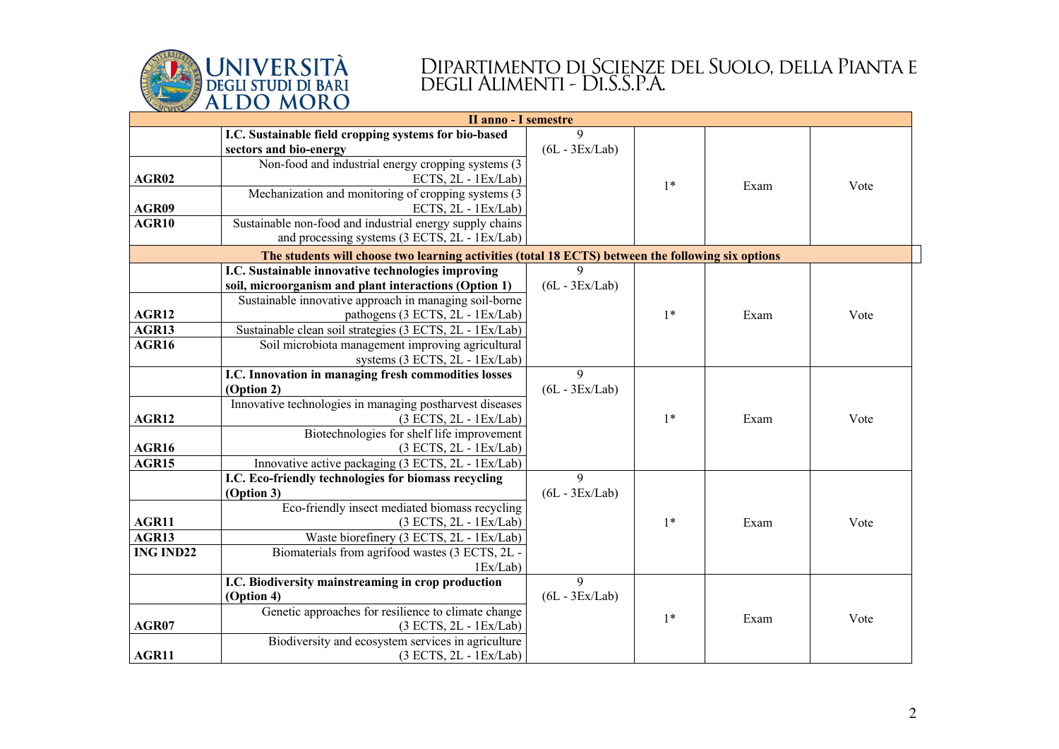| | II anno - I semestre | | | | |
|---|---|---|---|---|---|
| | **I.C. Sustainable field cropping systems for bio-based sectors and bio-energy** | 9 (6L - 3Ex/Lab) | 1* | Exam | Vote |
| **AGR02** | Non-food and industrial energy cropping systems (3 ECTS, 2L - 1Ex/Lab) | | | | |
| **AGR09** | Mechanization and monitoring of cropping systems (3 ECTS, 2L - 1Ex/Lab) | | | | |
| **AGR10** | Sustainable non-food and industrial energy supply chains and processing systems (3 ECTS, 2L - 1Ex/Lab) | | | | |
| | **The students will choose two learning activities (total 18 ECTS) between the following six options** | | | | |
| | **I.C. Sustainable innovative technologies improving soil, microorganism and plant interactions (Option 1)** | 9 (6L - 3Ex/Lab) | 1* | Exam | Vote |
| **AGR12** | Sustainable innovative approach in managing soil-borne pathogens (3 ECTS, 2L - 1Ex/Lab) | | | | |
| **AGR13** | Sustainable clean soil strategies (3 ECTS, 2L - 1Ex/Lab) | | | | |
| **AGR16** | Soil microbiota management improving agricultural systems (3 ECTS, 2L - 1Ex/Lab) | | | | |
| | **I.C. Innovation in managing fresh commodities losses (Option 2)** | 9 (6L - 3Ex/Lab) | 1* | Exam | Vote |
| **AGR12** | Innovative technologies in managing postharvest diseases (3 ECTS, 2L - 1Ex/Lab) | | | | |
| **AGR16** | Biotechnologies for shelf life improvement (3 ECTS, 2L - 1Ex/Lab) | | | | |
| **AGR15** | Innovative active packaging (3 ECTS, 2L - 1Ex/Lab) | | | | |
| | **I.C. Eco-friendly technologies for biomass recycling (Option 3)** | 9 (6L - 3Ex/Lab) | 1* | Exam | Vote |
| **AGR11** | Eco-friendly insect mediated biomass recycling (3 ECTS, 2L - 1Ex/Lab) | | | | |
| **AGR13** | Waste biorefinery (3 ECTS, 2L - 1Ex/Lab) | | | | |
| **ING IND22** | Biomaterials from agrifood wastes (3 ECTS, 2L - 1Ex/Lab) | | | | |
| | **I.C. Biodiversity mainstreaming in crop production (Option 4)** | 9 (6L - 3Ex/Lab) | 1* | Exam | Vote |
| **AGR07** | Genetic approaches for resilience to climate change (3 ECTS, 2L - 1Ex/Lab) | | | | |
| **AGR11** | Biodiversity and ecosystem services in agriculture (3 ECTS, 2L - 1Ex/Lab) | | | | |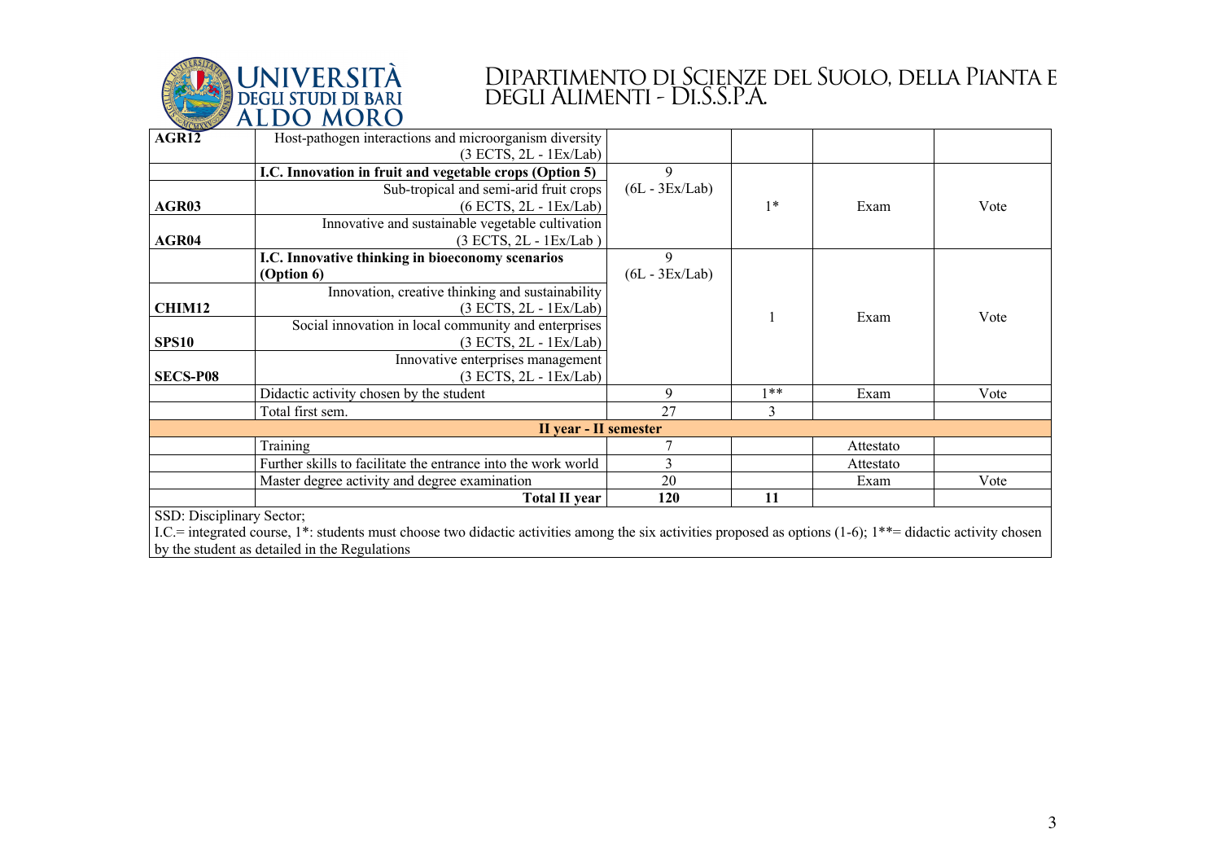| | | | | | |
|---|---|---|---|---|---|
| **AGR12** | Host-pathogen interactions and microorganism diversity (3 ECTS, 2L - 1Ex/Lab) | | | | |
| | **I.C. Innovation in fruit and vegetable crops (Option 5)** | 9 (6L - 3Ex/Lab) | 1* | Exam | Vote |
| **AGR03** | Sub-tropical and semi-arid fruit crops (6 ECTS, 2L - 1Ex/Lab) | | | | |
| **AGR04** | Innovative and sustainable vegetable cultivation (3 ECTS, 2L - 1Ex/Lab ) | | | | |
| | **I.C. Innovative thinking in bioeconomy scenarios (Option 6)** | 9 (6L - 3Ex/Lab) | 1 | Exam | Vote |
| **CHIM12** | Innovation, creative thinking and sustainability (3 ECTS, 2L - 1Ex/Lab) | | | | |
| **SPS10** | Social innovation in local community and enterprises (3 ECTS, 2L - 1Ex/Lab) | | | | |
| **SECS-P08** | Innovative enterprises management (3 ECTS, 2L - 1Ex/Lab) | | | | |
| | Didactic activity chosen by the student | 9 | 1** | Exam | Vote |
| | Total first sem. | 27 | 3 | | |
| **II year - II semester** | | | | | |
| | Training | 7 | | Attestato | |
| | Further skills to facilitate the entrance into the work world | 3 | | Attestato | |
| | Master degree activity and degree examination | 20 | | Exam | Vote |
| | **Total II year** | **120** | **11** | | |

SSD: Disciplinary Sector;
I.C.= integrated course, 1*: students must choose two didactic activities among the six activities proposed as options (1-6); 1**= didactic activity chosen by the student as detailed in the Regulations